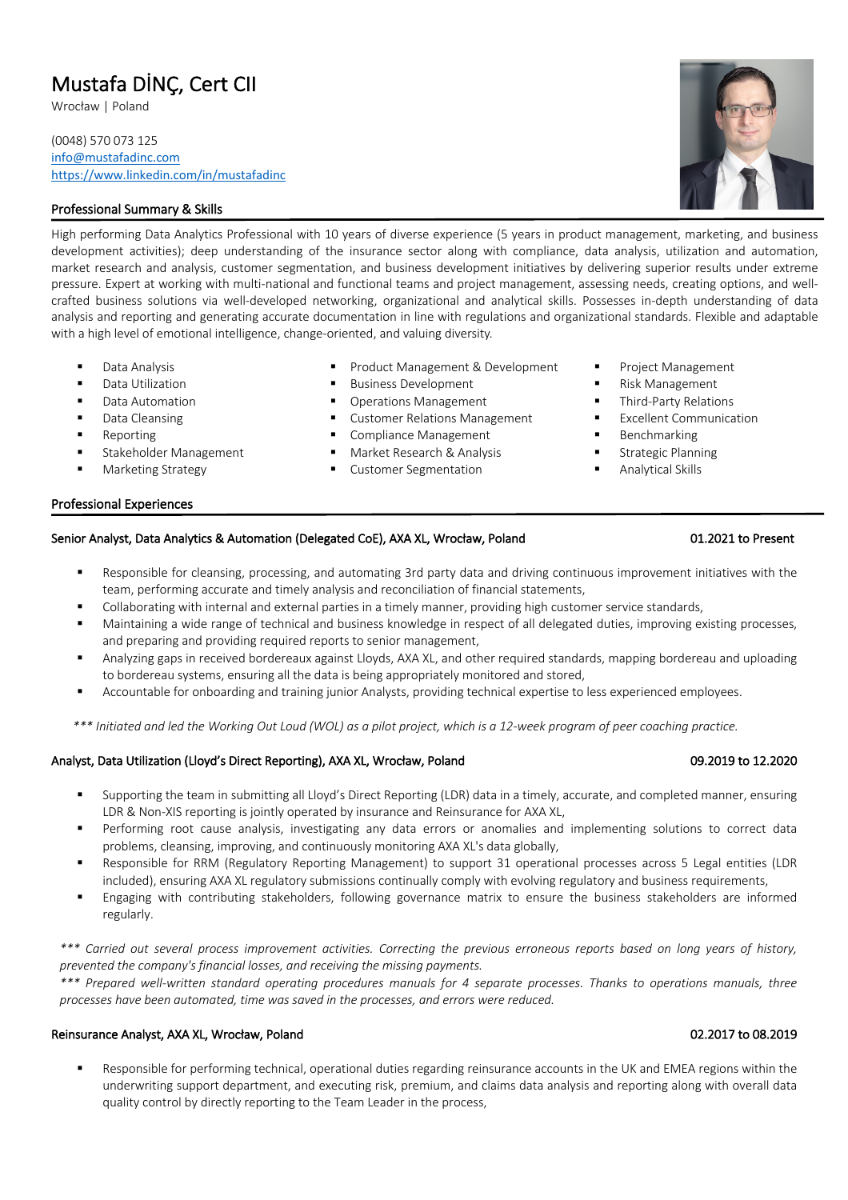# Mustafa DİNÇ, Cert CII

Wrocław | Poland

(0048) 570 073 125
info@mustafadinc.com
https://www.linkedin.com/in/mustafadinc

## Professional Summary & Skills

High performing Data Analytics Professional with 10 years of diverse experience (5 years in product management, marketing, and business development activities); deep understanding of the insurance sector along with compliance, data analysis, utilization and automation, market research and analysis, customer segmentation, and business development initiatives by delivering superior results under extreme pressure. Expert at working with multi-national and functional teams and project management, assessing needs, creating options, and well-crafted business solutions via well-developed networking, organizational and analytical skills. Possesses in-depth understanding of data analysis and reporting and generating accurate documentation in line with regulations and organizational standards. Flexible and adaptable with a high level of emotional intelligence, change-oriented, and valuing diversity.

- Data Analysis
- Data Utilization
- Data Automation
- Data Cleansing
- Reporting
- Stakeholder Management
- Marketing Strategy
- Product Management & Development
- Business Development
- Operations Management
- Customer Relations Management
- Compliance Management
- Market Research & Analysis
- Customer Segmentation
- Project Management
- Risk Management
- Third-Party Relations
- Excellent Communication
- Benchmarking
- Strategic Planning
- Analytical Skills

## Professional Experiences

### Senior Analyst, Data Analytics & Automation (Delegated CoE), AXA XL, Wrocław, Poland — 01.2021 to Present

- Responsible for cleansing, processing, and automating 3rd party data and driving continuous improvement initiatives with the team, performing accurate and timely analysis and reconciliation of financial statements,
- Collaborating with internal and external parties in a timely manner, providing high customer service standards,
- Maintaining a wide range of technical and business knowledge in respect of all delegated duties, improving existing processes, and preparing and providing required reports to senior management,
- Analyzing gaps in received bordereaux against Lloyds, AXA XL, and other required standards, mapping bordereau and uploading to bordereau systems, ensuring all the data is being appropriately monitored and stored,
- Accountable for onboarding and training junior Analysts, providing technical expertise to less experienced employees.

*\*\*\* Initiated and led the Working Out Loud (WOL) as a pilot project, which is a 12-week program of peer coaching practice.*

### Analyst, Data Utilization (Lloyd's Direct Reporting), AXA XL, Wrocław, Poland — 09.2019 to 12.2020

- Supporting the team in submitting all Lloyd's Direct Reporting (LDR) data in a timely, accurate, and completed manner, ensuring LDR & Non-XIS reporting is jointly operated by insurance and Reinsurance for AXA XL,
- Performing root cause analysis, investigating any data errors or anomalies and implementing solutions to correct data problems, cleansing, improving, and continuously monitoring AXA XL's data globally,
- Responsible for RRM (Regulatory Reporting Management) to support 31 operational processes across 5 Legal entities (LDR included), ensuring AXA XL regulatory submissions continually comply with evolving regulatory and business requirements,
- Engaging with contributing stakeholders, following governance matrix to ensure the business stakeholders are informed regularly.

*\*\*\* Carried out several process improvement activities. Correcting the previous erroneous reports based on long years of history, prevented the company's financial losses, and receiving the missing payments.*
*\*\*\* Prepared well-written standard operating procedures manuals for 4 separate processes. Thanks to operations manuals, three processes have been automated, time was saved in the processes, and errors were reduced.*

### Reinsurance Analyst, AXA XL, Wrocław, Poland — 02.2017 to 08.2019

- Responsible for performing technical, operational duties regarding reinsurance accounts in the UK and EMEA regions within the underwriting support department, and executing risk, premium, and claims data analysis and reporting along with overall data quality control by directly reporting to the Team Leader in the process,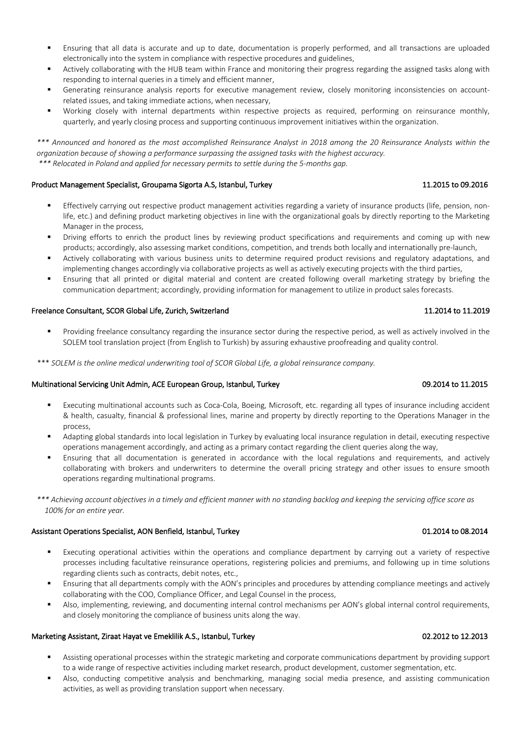- Ensuring that all data is accurate and up to date, documentation is properly performed, and all transactions are uploaded electronically into the system in compliance with respective procedures and guidelines,
- Actively collaborating with the HUB team within France and monitoring their progress regarding the assigned tasks along with responding to internal queries in a timely and efficient manner,
- Generating reinsurance analysis reports for executive management review, closely monitoring inconsistencies on account-related issues, and taking immediate actions, when necessary,
- Working closely with internal departments within respective projects as required, performing on reinsurance monthly, quarterly, and yearly closing process and supporting continuous improvement initiatives within the organization.

*\*\*\* Announced and honored as the most accomplished Reinsurance Analyst in 2018 among the 20 Reinsurance Analysts within the organization because of showing a performance surpassing the assigned tasks with the highest accuracy.*
*\*\*\* Relocated in Poland and applied for necessary permits to settle during the 5-months gap.*

**Product Management Specialist, Groupama Sigorta A.S, Istanbul, Turkey** — 11.2015 to 09.2016

- Effectively carrying out respective product management activities regarding a variety of insurance products (life, pension, non-life, etc.) and defining product marketing objectives in line with the organizational goals by directly reporting to the Marketing Manager in the process,
- Driving efforts to enrich the product lines by reviewing product specifications and requirements and coming up with new products; accordingly, also assessing market conditions, competition, and trends both locally and internationally pre-launch,
- Actively collaborating with various business units to determine required product revisions and regulatory adaptations, and implementing changes accordingly via collaborative projects as well as actively executing projects with the third parties,
- Ensuring that all printed or digital material and content are created following overall marketing strategy by briefing the communication department; accordingly, providing information for management to utilize in product sales forecasts.

**Freelance Consultant, SCOR Global Life, Zurich, Switzerland** — 11.2014 to 11.2019

- Providing freelance consultancy regarding the insurance sector during the respective period, as well as actively involved in the SOLEM tool translation project (from English to Turkish) by assuring exhaustive proofreading and quality control.

\*\*\* *SOLEM is the online medical underwriting tool of SCOR Global Life, a global reinsurance company.*

**Multinational Servicing Unit Admin, ACE European Group, Istanbul, Turkey** — 09.2014 to 11.2015

- Executing multinational accounts such as Coca-Cola, Boeing, Microsoft, etc. regarding all types of insurance including accident & health, casualty, financial & professional lines, marine and property by directly reporting to the Operations Manager in the process,
- Adapting global standards into local legislation in Turkey by evaluating local insurance regulation in detail, executing respective operations management accordingly, and acting as a primary contact regarding the client queries along the way,
- Ensuring that all documentation is generated in accordance with the local regulations and requirements, and actively collaborating with brokers and underwriters to determine the overall pricing strategy and other issues to ensure smooth operations regarding multinational programs.

*\*\*\* Achieving account objectives in a timely and efficient manner with no standing backlog and keeping the servicing office score as 100% for an entire year.*

**Assistant Operations Specialist, AON Benfield, Istanbul, Turkey** — 01.2014 to 08.2014

- Executing operational activities within the operations and compliance department by carrying out a variety of respective processes including facultative reinsurance operations, registering policies and premiums, and following up in time solutions regarding clients such as contracts, debit notes, etc.,
- Ensuring that all departments comply with the AON's principles and procedures by attending compliance meetings and actively collaborating with the COO, Compliance Officer, and Legal Counsel in the process,
- Also, implementing, reviewing, and documenting internal control mechanisms per AON's global internal control requirements, and closely monitoring the compliance of business units along the way.

**Marketing Assistant, Ziraat Hayat ve Emeklilik A.S., Istanbul, Turkey** — 02.2012 to 12.2013

- Assisting operational processes within the strategic marketing and corporate communications department by providing support to a wide range of respective activities including market research, product development, customer segmentation, etc.
- Also, conducting competitive analysis and benchmarking, managing social media presence, and assisting communication activities, as well as providing translation support when necessary.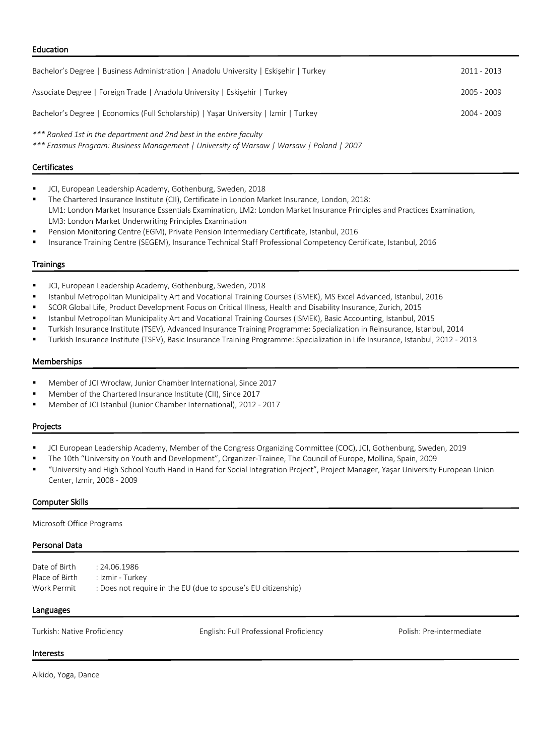## Education

| | |
|---|---|
| Bachelor's Degree \| Business Administration \| Anadolu University \| Eskişehir \| Turkey | 2011 - 2013 |
| Associate Degree \| Foreign Trade \| Anadolu University \| Eskişehir \| Turkey | 2005 - 2009 |
| Bachelor's Degree \| Economics (Full Scholarship) \| Yaşar University \| Izmir \| Turkey | 2004 - 2009 |

*\*\*\* Ranked 1st in the department and 2nd best in the entire faculty*
*\*\*\* Erasmus Program: Business Management | University of Warsaw | Warsaw | Poland | 2007*

## Certificates

- JCI, European Leadership Academy, Gothenburg, Sweden, 2018
- The Chartered Insurance Institute (CII), Certificate in London Market Insurance, London, 2018:
  LM1: London Market Insurance Essentials Examination, LM2: London Market Insurance Principles and Practices Examination, LM3: London Market Underwriting Principles Examination
- Pension Monitoring Centre (EGM), Private Pension Intermediary Certificate, Istanbul, 2016
- Insurance Training Centre (SEGEM), Insurance Technical Staff Professional Competency Certificate, Istanbul, 2016

## Trainings

- JCI, European Leadership Academy, Gothenburg, Sweden, 2018
- Istanbul Metropolitan Municipality Art and Vocational Training Courses (ISMEK), MS Excel Advanced, Istanbul, 2016
- SCOR Global Life, Product Development Focus on Critical Illness, Health and Disability Insurance, Zurich, 2015
- Istanbul Metropolitan Municipality Art and Vocational Training Courses (ISMEK), Basic Accounting, Istanbul, 2015
- Turkish Insurance Institute (TSEV), Advanced Insurance Training Programme: Specialization in Reinsurance, Istanbul, 2014
- Turkish Insurance Institute (TSEV), Basic Insurance Training Programme: Specialization in Life Insurance, Istanbul, 2012 - 2013

## Memberships

- Member of JCI Wrocław, Junior Chamber International, Since 2017
- Member of the Chartered Insurance Institute (CII), Since 2017
- Member of JCI Istanbul (Junior Chamber International), 2012 - 2017

## Projects

- JCI European Leadership Academy, Member of the Congress Organizing Committee (COC), JCI, Gothenburg, Sweden, 2019
- The 10th "University on Youth and Development", Organizer-Trainee, The Council of Europe, Mollina, Spain, 2009
- "University and High School Youth Hand in Hand for Social Integration Project", Project Manager, Yaşar University European Union Center, Izmir, 2008 - 2009

## Computer Skills

Microsoft Office Programs

## Personal Data

| | |
|---|---|
| Date of Birth | : 24.06.1986 |
| Place of Birth | : Izmir - Turkey |
| Work Permit | : Does not require in the EU (due to spouse's EU citizenship) |

## Languages

Turkish: Native Proficiency — English: Full Professional Proficiency — Polish: Pre-intermediate

## Interests

Aikido, Yoga, Dance